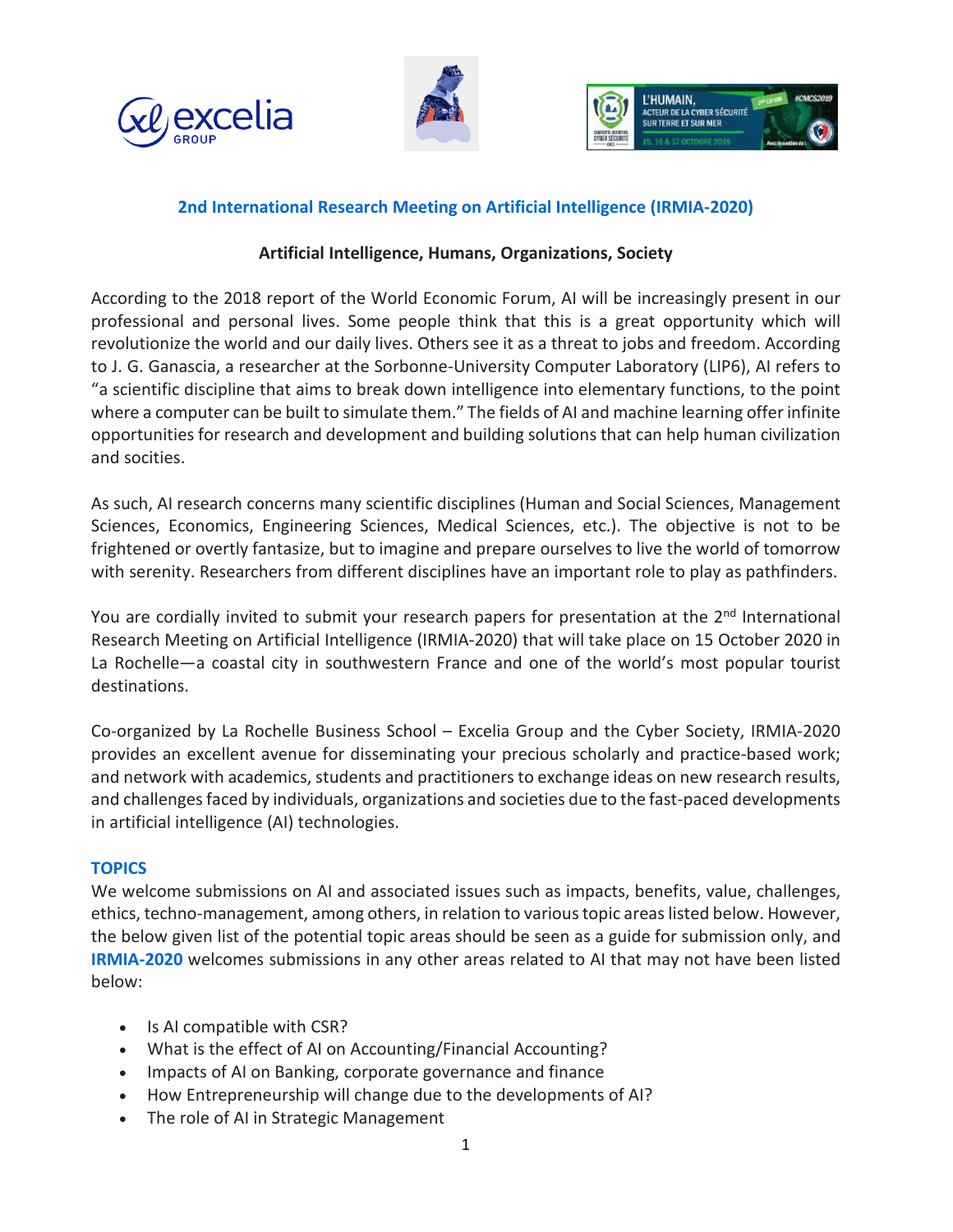## 2nd International Research Meeting on Artificial Intelligence (IRMIA-2020)

### Artificial Intelligence, Humans, Organizations, Society

According to the 2018 report of the World Economic Forum, AI will be increasingly present in our professional and personal lives. Some people think that this is a great opportunity which will revolutionize the world and our daily lives. Others see it as a threat to jobs and freedom. According to J. G. Ganascia, a researcher at the Sorbonne-University Computer Laboratory (LIP6), AI refers to "a scientific discipline that aims to break down intelligence into elementary functions, to the point where a computer can be built to simulate them." The fields of AI and machine learning offer infinite opportunities for research and development and building solutions that can help human civilization and socities.

As such, AI research concerns many scientific disciplines (Human and Social Sciences, Management Sciences, Economics, Engineering Sciences, Medical Sciences, etc.). The objective is not to be frightened or overtly fantasize, but to imagine and prepare ourselves to live the world of tomorrow with serenity. Researchers from different disciplines have an important role to play as pathfinders.

You are cordially invited to submit your research papers for presentation at the 2nd International Research Meeting on Artificial Intelligence (IRMIA-2020) that will take place on 15 October 2020 in La Rochelle—a coastal city in southwestern France and one of the world's most popular tourist destinations.

Co-organized by La Rochelle Business School – Excelia Group and the Cyber Society, IRMIA-2020 provides an excellent avenue for disseminating your precious scholarly and practice-based work; and network with academics, students and practitioners to exchange ideas on new research results, and challenges faced by individuals, organizations and societies due to the fast-paced developments in artificial intelligence (AI) technologies.

### TOPICS

We welcome submissions on AI and associated issues such as impacts, benefits, value, challenges, ethics, techno-management, among others, in relation to various topic areas listed below. However, the below given list of the potential topic areas should be seen as a guide for submission only, and **IRMIA-2020** welcomes submissions in any other areas related to AI that may not have been listed below:

- Is AI compatible with CSR?
- What is the effect of AI on Accounting/Financial Accounting?
- Impacts of AI on Banking, corporate governance and finance
- How Entrepreneurship will change due to the developments of AI?
- The role of AI in Strategic Management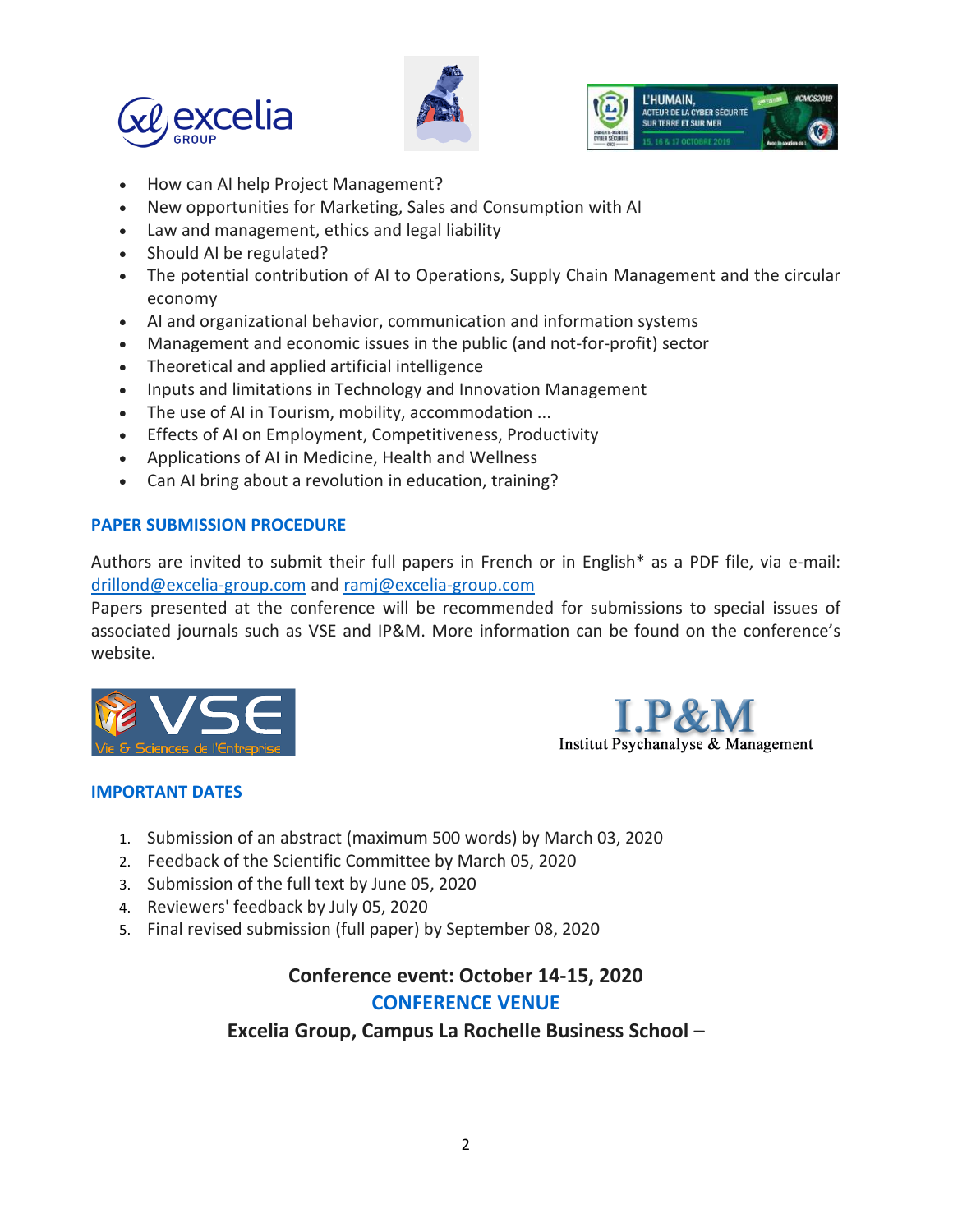- How can AI help Project Management?
- New opportunities for Marketing, Sales and Consumption with AI
- Law and management, ethics and legal liability
- Should AI be regulated?
- The potential contribution of AI to Operations, Supply Chain Management and the circular economy
- AI and organizational behavior, communication and information systems
- Management and economic issues in the public (and not-for-profit) sector
- Theoretical and applied artificial intelligence
- Inputs and limitations in Technology and Innovation Management
- The use of AI in Tourism, mobility, accommodation ...
- Effects of AI on Employment, Competitiveness, Productivity
- Applications of AI in Medicine, Health and Wellness
- Can AI bring about a revolution in education, training?

## PAPER SUBMISSION PROCEDURE

Authors are invited to submit their full papers in French or in English* as a PDF file, via e-mail: drillond@excelia-group.com and ramj@excelia-group.com

Papers presented at the conference will be recommended for submissions to special issues of associated journals such as VSE and IP&M. More information can be found on the conference's website.

## IMPORTANT DATES

1. Submission of an abstract (maximum 500 words) by March 03, 2020
2. Feedback of the Scientific Committee by March 05, 2020
3. Submission of the full text by June 05, 2020
4. Reviewers' feedback by July 05, 2020
5. Final revised submission (full paper) by September 08, 2020

**Conference event: October 14-15, 2020**

## CONFERENCE VENUE

**Excelia Group, Campus La Rochelle Business School** –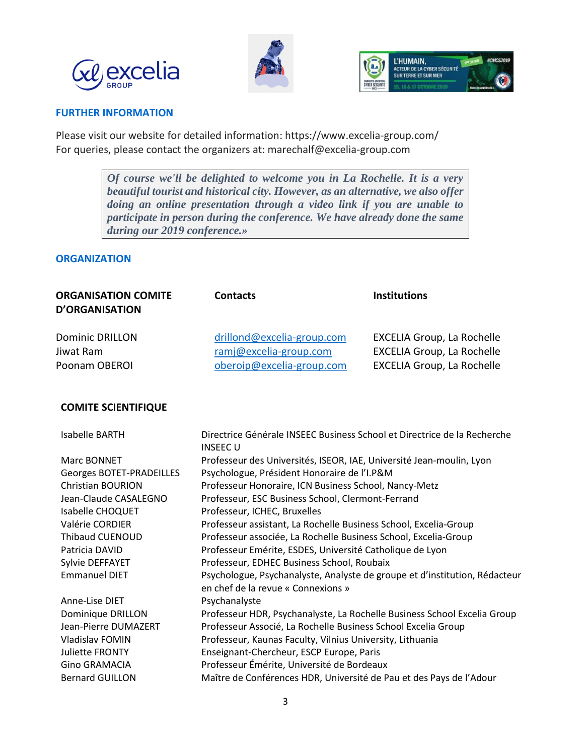## FURTHER INFORMATION

Please visit our website for detailed information: https://www.excelia-group.com/
For queries, please contact the organizers at: marechalf@excelia-group.com

> ***Of course we'll be delighted to welcome you in La Rochelle. It is a very beautiful tourist and historical city. However, as an alternative, we also offer doing an online presentation through a video link if you are unable to participate in person during the conference. We have already done the same during our 2019 conference.»***

## ORGANIZATION

| ORGANISATION COMITE D'ORGANISATION | Contacts | Institutions |
|---|---|---|
| Dominic DRILLON | drillond@excelia-group.com | EXCELIA Group, La Rochelle |
| Jiwat Ram | ramj@excelia-group.com | EXCELIA Group, La Rochelle |
| Poonam OBEROI | oberoip@excelia-group.com | EXCELIA Group, La Rochelle |

### COMITE SCIENTIFIQUE

| | |
|---|---|
| Isabelle BARTH | Directrice Générale INSEEC Business School et Directrice de la Recherche INSEEC U |
| Marc BONNET | Professeur des Universités, ISEOR, IAE, Université Jean-moulin, Lyon |
| Georges BOTET-PRADEILLES | Psychologue, Président Honoraire de l'I.P&M |
| Christian BOURION | Professeur Honoraire, ICN Business School, Nancy-Metz |
| Jean-Claude CASALEGNO | Professeur, ESC Business School, Clermont-Ferrand |
| Isabelle CHOQUET | Professeur, ICHEC, Bruxelles |
| Valérie CORDIER | Professeur assistant, La Rochelle Business School, Excelia-Group |
| Thibaud CUENOUD | Professeur associée, La Rochelle Business School, Excelia-Group |
| Patricia DAVID | Professeur Emérite, ESDES, Université Catholique de Lyon |
| Sylvie DEFFAYET | Professeur, EDHEC Business School, Roubaix |
| Emmanuel DIET | Psychologue, Psychanalyste, Analyste de groupe et d'institution, Rédacteur en chef de la revue « Connexions » |
| Anne-Lise DIET | Psychanalyste |
| Dominique DRILLON | Professeur HDR, Psychanalyste, La Rochelle Business School Excelia Group |
| Jean-Pierre DUMAZERT | Professeur Associé, La Rochelle Business School Excelia Group |
| Vladislav FOMIN | Professeur, Kaunas Faculty, Vilnius University, Lithuania |
| Juliette FRONTY | Enseignant-Chercheur, ESCP Europe, Paris |
| Gino GRAMACIA | Professeur Émérite, Université de Bordeaux |
| Bernard GUILLON | Maître de Conférences HDR, Université de Pau et des Pays de l'Adour |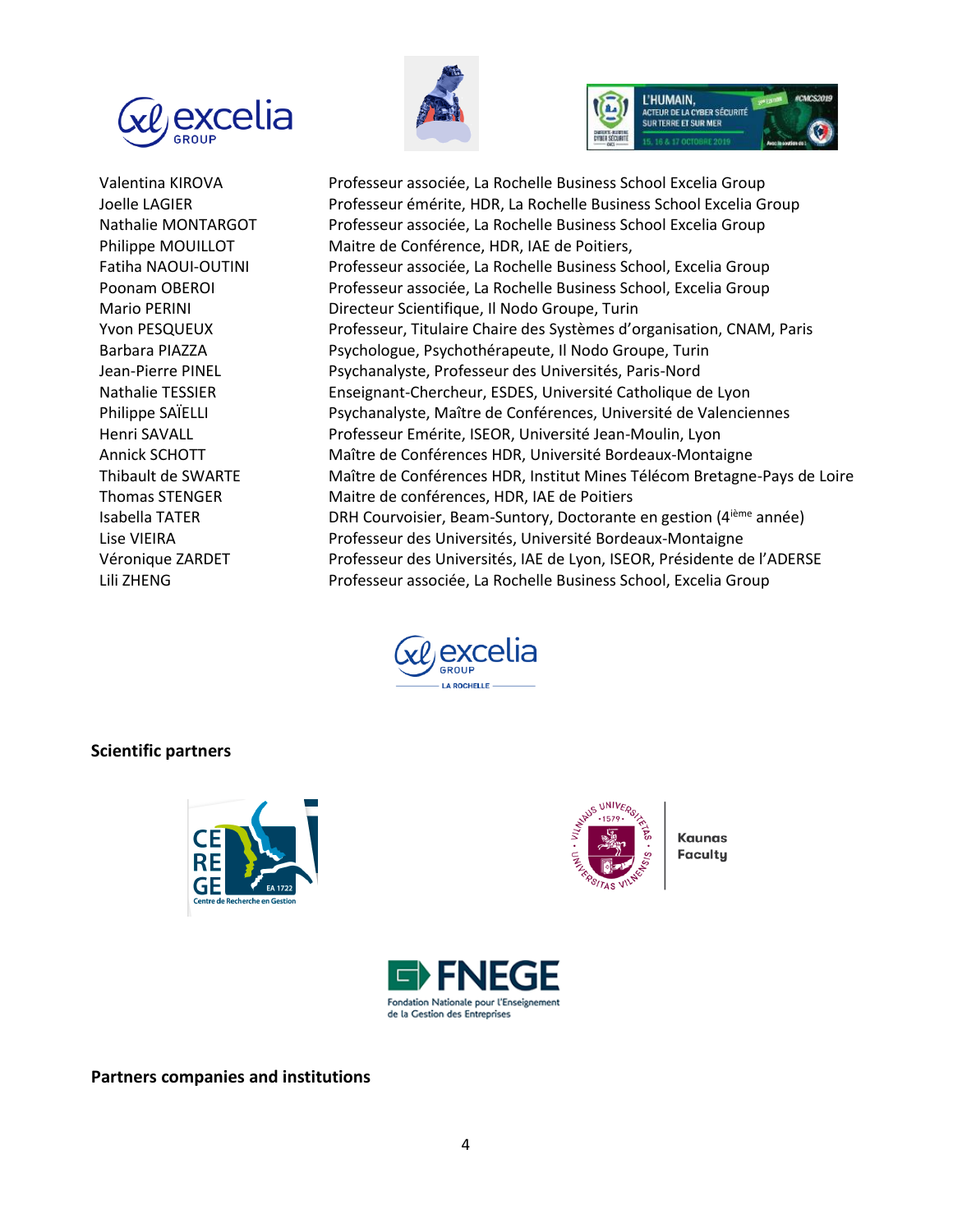| | |
|---|---|
| Valentina KIROVA | Professeur associée, La Rochelle Business School Excelia Group |
| Joelle LAGIER | Professeur émérite, HDR, La Rochelle Business School Excelia Group |
| Nathalie MONTARGOT | Professeur associée, La Rochelle Business School Excelia Group |
| Philippe MOUILLOT | Maitre de Conférence, HDR, IAE de Poitiers, |
| Fatiha NAOUI-OUTINI | Professeur associée, La Rochelle Business School, Excelia Group |
| Poonam OBEROI | Professeur associée, La Rochelle Business School, Excelia Group |
| Mario PERINI | Directeur Scientifique, Il Nodo Groupe, Turin |
| Yvon PESQUEUX | Professeur, Titulaire Chaire des Systèmes d'organisation, CNAM, Paris |
| Barbara PIAZZA | Psychologue, Psychothérapeute, Il Nodo Groupe, Turin |
| Jean-Pierre PINEL | Psychanalyste, Professeur des Universités, Paris-Nord |
| Nathalie TESSIER | Enseignant-Chercheur, ESDES, Université Catholique de Lyon |
| Philippe SAÏELLI | Psychanalyste, Maître de Conférences, Université de Valenciennes |
| Henri SAVALL | Professeur Emérite, ISEOR, Université Jean-Moulin, Lyon |
| Annick SCHOTT | Maître de Conférences HDR, Université Bordeaux-Montaigne |
| Thibault de SWARTE | Maître de Conférences HDR, Institut Mines Télécom Bretagne-Pays de Loire |
| Thomas STENGER | Maitre de conférences, HDR, IAE de Poitiers |
| Isabella TATER | DRH Courvoisier, Beam-Suntory, Doctorante en gestion (4ième année) |
| Lise VIEIRA | Professeur des Universités, Université Bordeaux-Montaigne |
| Véronique ZARDET | Professeur des Universités, IAE de Lyon, ISEOR, Présidente de l'ADERSE |
| Lili ZHENG | Professeur associée, La Rochelle Business School, Excelia Group |

**Scientific partners**

**Partners companies and institutions**